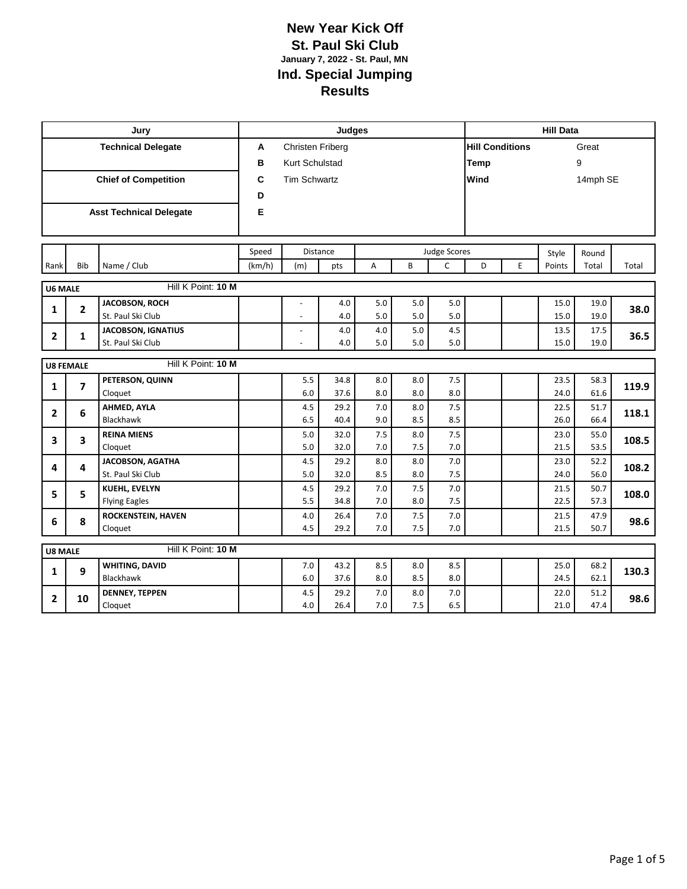# New Year Kick Off

## St. Paul Ski Club

**January 7, 2022 - St. Paul, MN**

## Ind. Special Jumping

## Results

| Jury | Judges | | Hill Data | |
|---|---|---|---|---|
| **Technical Delegate** | **A** | Christen Friberg | **Hill Conditions** | Great |
| | **B** | Kurt Schulstad | **Temp** | 9 |
| **Chief of Competition** | **C** | Tim Schwartz | **Wind** | 14mph SE |
| | **D** | | | |
| **Asst Technical Delegate** | **E** | | | |

| Rank | Bib | Name / Club | Speed (km/h) | Distance (m) | Distance pts | Judge Scores A | B | C | D | E | Style Points | Round Total | Total |
|---|---|---|---|---|---|---|---|---|---|---|---|---|---|
| **U6 MALE** | | Hill K Point: **10 M** | | | | | | | | | | | |
| **1** | **2** | **JACOBSON, ROCH** | | - | 4.0 | 5.0 | 5.0 | 5.0 | | | 15.0 | 19.0 | **38.0** |
| | | St. Paul Ski Club | | - | 4.0 | 5.0 | 5.0 | 5.0 | | | 15.0 | 19.0 | |
| **2** | **1** | **JACOBSON, IGNATIUS** | | - | 4.0 | 4.0 | 5.0 | 4.5 | | | 13.5 | 17.5 | **36.5** |
| | | St. Paul Ski Club | | - | 4.0 | 5.0 | 5.0 | 5.0 | | | 15.0 | 19.0 | |
| **U8 FEMALE** | | Hill K Point: **10 M** | | | | | | | | | | | |
| **1** | **7** | **PETERSON, QUINN** | | 5.5 | 34.8 | 8.0 | 8.0 | 7.5 | | | 23.5 | 58.3 | **119.9** |
| | | Cloquet | | 6.0 | 37.6 | 8.0 | 8.0 | 8.0 | | | 24.0 | 61.6 | |
| **2** | **6** | **AHMED, AYLA** | | 4.5 | 29.2 | 7.0 | 8.0 | 7.5 | | | 22.5 | 51.7 | **118.1** |
| | | Blackhawk | | 6.5 | 40.4 | 9.0 | 8.5 | 8.5 | | | 26.0 | 66.4 | |
| **3** | **3** | **REINA MIENS** | | 5.0 | 32.0 | 7.5 | 8.0 | 7.5 | | | 23.0 | 55.0 | **108.5** |
| | | Cloquet | | 5.0 | 32.0 | 7.0 | 7.5 | 7.0 | | | 21.5 | 53.5 | |
| **4** | **4** | **JACOBSON, AGATHA** | | 4.5 | 29.2 | 8.0 | 8.0 | 7.0 | | | 23.0 | 52.2 | **108.2** |
| | | St. Paul Ski Club | | 5.0 | 32.0 | 8.5 | 8.0 | 7.5 | | | 24.0 | 56.0 | |
| **5** | **5** | **KUEHL, EVELYN** | | 4.5 | 29.2 | 7.0 | 7.5 | 7.0 | | | 21.5 | 50.7 | **108.0** |
| | | Flying Eagles | | 5.5 | 34.8 | 7.0 | 8.0 | 7.5 | | | 22.5 | 57.3 | |
| **6** | **8** | **ROCKENSTEIN, HAVEN** | | 4.0 | 26.4 | 7.0 | 7.5 | 7.0 | | | 21.5 | 47.9 | **98.6** |
| | | Cloquet | | 4.5 | 29.2 | 7.0 | 7.5 | 7.0 | | | 21.5 | 50.7 | |
| **U8 MALE** | | Hill K Point: **10 M** | | | | | | | | | | | |
| **1** | **9** | **WHITING, DAVID** | | 7.0 | 43.2 | 8.5 | 8.0 | 8.5 | | | 25.0 | 68.2 | **130.3** |
| | | Blackhawk | | 6.0 | 37.6 | 8.0 | 8.5 | 8.0 | | | 24.5 | 62.1 | |
| **2** | **10** | **DENNEY, TEPPEN** | | 4.5 | 29.2 | 7.0 | 8.0 | 7.0 | | | 22.0 | 51.2 | **98.6** |
| | | Cloquet | | 4.0 | 26.4 | 7.0 | 7.5 | 6.5 | | | 21.0 | 47.4 | |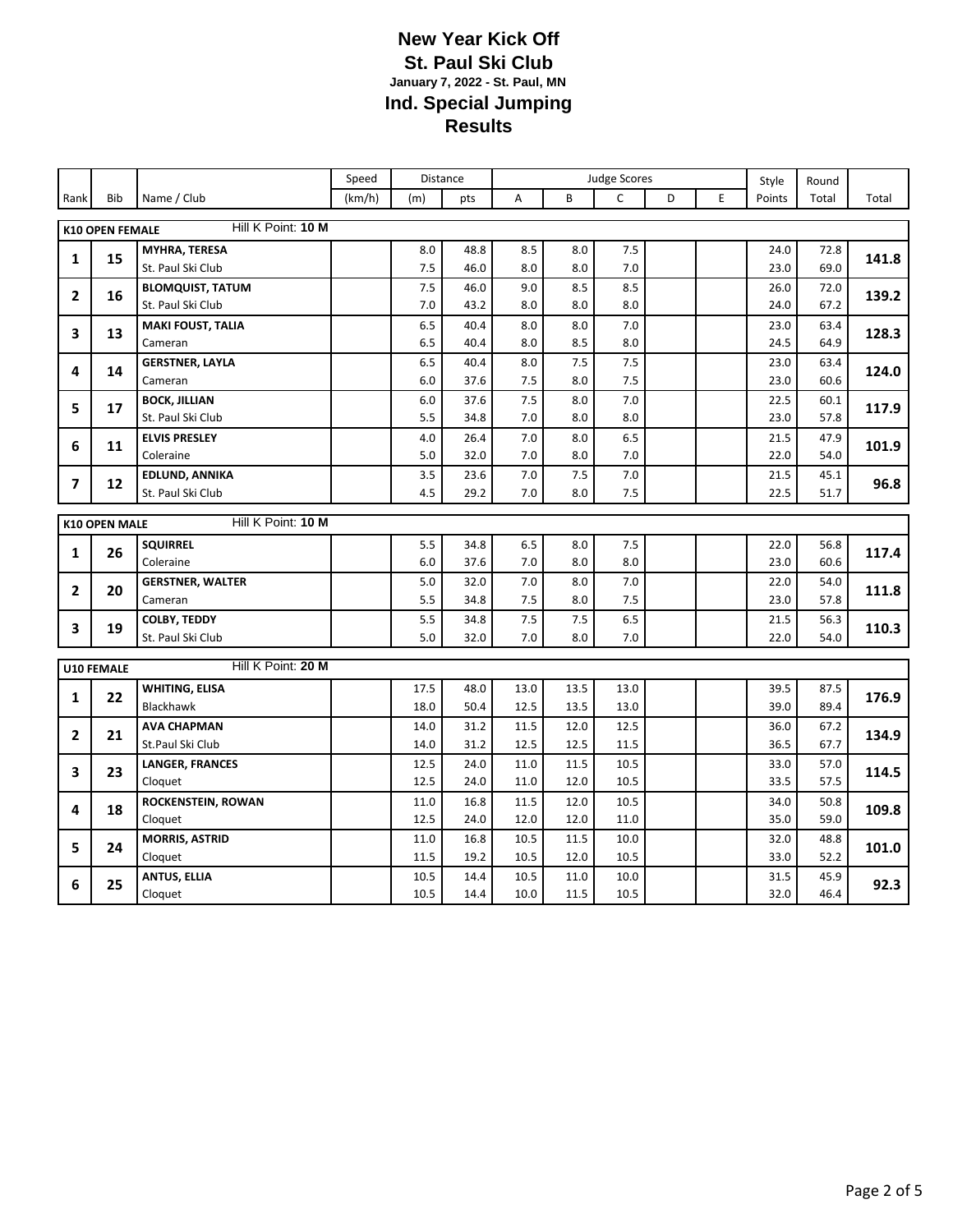# New Year Kick Off
## St. Paul Ski Club
**January 7, 2022 - St. Paul, MN**
## Ind. Special Jumping
## Results

| Rank | Bib | Name / Club | Speed (km/h) | Distance (m) | Distance pts | A | B | C | D | E | Style Points | Round Total | Total |
|---|---|---|---|---|---|---|---|---|---|---|---|---|---|
| **K10 OPEN FEMALE** | | Hill K Point: **10 M** | | | | | | | | | | | |
| 1 | 15 | **MYHRA, TERESA** | | 8.0 | 48.8 | 8.5 | 8.0 | 7.5 | | | 24.0 | 72.8 | 141.8 |
| | | St. Paul Ski Club | | 7.5 | 46.0 | 8.0 | 8.0 | 7.0 | | | 23.0 | 69.0 | |
| 2 | 16 | **BLOMQUIST, TATUM** | | 7.5 | 46.0 | 9.0 | 8.5 | 8.5 | | | 26.0 | 72.0 | 139.2 |
| | | St. Paul Ski Club | | 7.0 | 43.2 | 8.0 | 8.0 | 8.0 | | | 24.0 | 67.2 | |
| 3 | 13 | **MAKI FOUST, TALIA** | | 6.5 | 40.4 | 8.0 | 8.0 | 7.0 | | | 23.0 | 63.4 | 128.3 |
| | | Cameran | | 6.5 | 40.4 | 8.0 | 8.5 | 8.0 | | | 24.5 | 64.9 | |
| 4 | 14 | **GERSTNER, LAYLA** | | 6.5 | 40.4 | 8.0 | 7.5 | 7.5 | | | 23.0 | 63.4 | 124.0 |
| | | Cameran | | 6.0 | 37.6 | 7.5 | 8.0 | 7.5 | | | 23.0 | 60.6 | |
| 5 | 17 | **BOCK, JILLIAN** | | 6.0 | 37.6 | 7.5 | 8.0 | 7.0 | | | 22.5 | 60.1 | 117.9 |
| | | St. Paul Ski Club | | 5.5 | 34.8 | 7.0 | 8.0 | 8.0 | | | 23.0 | 57.8 | |
| 6 | 11 | **ELVIS PRESLEY** | | 4.0 | 26.4 | 7.0 | 8.0 | 6.5 | | | 21.5 | 47.9 | 101.9 |
| | | Coleraine | | 5.0 | 32.0 | 7.0 | 8.0 | 7.0 | | | 22.0 | 54.0 | |
| 7 | 12 | **EDLUND, ANNIKA** | | 3.5 | 23.6 | 7.0 | 7.5 | 7.0 | | | 21.5 | 45.1 | 96.8 |
| | | St. Paul Ski Club | | 4.5 | 29.2 | 7.0 | 8.0 | 7.5 | | | 22.5 | 51.7 | |
| **K10 OPEN MALE** | | Hill K Point: **10 M** | | | | | | | | | | | |
| 1 | 26 | **SQUIRREL** | | 5.5 | 34.8 | 6.5 | 8.0 | 7.5 | | | 22.0 | 56.8 | 117.4 |
| | | Coleraine | | 6.0 | 37.6 | 7.0 | 8.0 | 8.0 | | | 23.0 | 60.6 | |
| 2 | 20 | **GERSTNER, WALTER** | | 5.0 | 32.0 | 7.0 | 8.0 | 7.0 | | | 22.0 | 54.0 | 111.8 |
| | | Cameran | | 5.5 | 34.8 | 7.5 | 8.0 | 7.5 | | | 23.0 | 57.8 | |
| 3 | 19 | **COLBY, TEDDY** | | 5.5 | 34.8 | 7.5 | 7.5 | 6.5 | | | 21.5 | 56.3 | 110.3 |
| | | St. Paul Ski Club | | 5.0 | 32.0 | 7.0 | 8.0 | 7.0 | | | 22.0 | 54.0 | |
| **U10 FEMALE** | | Hill K Point: **20 M** | | | | | | | | | | | |
| 1 | 22 | **WHITING, ELISA** | | 17.5 | 48.0 | 13.0 | 13.5 | 13.0 | | | 39.5 | 87.5 | 176.9 |
| | | Blackhawk | | 18.0 | 50.4 | 12.5 | 13.5 | 13.0 | | | 39.0 | 89.4 | |
| 2 | 21 | **AVA CHAPMAN** | | 14.0 | 31.2 | 11.5 | 12.0 | 12.5 | | | 36.0 | 67.2 | 134.9 |
| | | St.Paul Ski Club | | 14.0 | 31.2 | 12.5 | 12.5 | 11.5 | | | 36.5 | 67.7 | |
| 3 | 23 | **LANGER, FRANCES** | | 12.5 | 24.0 | 11.0 | 11.5 | 10.5 | | | 33.0 | 57.0 | 114.5 |
| | | Cloquet | | 12.5 | 24.0 | 11.0 | 12.0 | 10.5 | | | 33.5 | 57.5 | |
| 4 | 18 | **ROCKENSTEIN, ROWAN** | | 11.0 | 16.8 | 11.5 | 12.0 | 10.5 | | | 34.0 | 50.8 | 109.8 |
| | | Cloquet | | 12.5 | 24.0 | 12.0 | 12.0 | 11.0 | | | 35.0 | 59.0 | |
| 5 | 24 | **MORRIS, ASTRID** | | 11.0 | 16.8 | 10.5 | 11.5 | 10.0 | | | 32.0 | 48.8 | 101.0 |
| | | Cloquet | | 11.5 | 19.2 | 10.5 | 12.0 | 10.5 | | | 33.0 | 52.2 | |
| 6 | 25 | **ANTUS, ELLIA** | | 10.5 | 14.4 | 10.5 | 11.0 | 10.0 | | | 31.5 | 45.9 | 92.3 |
| | | Cloquet | | 10.5 | 14.4 | 10.0 | 11.5 | 10.5 | | | 32.0 | 46.4 | |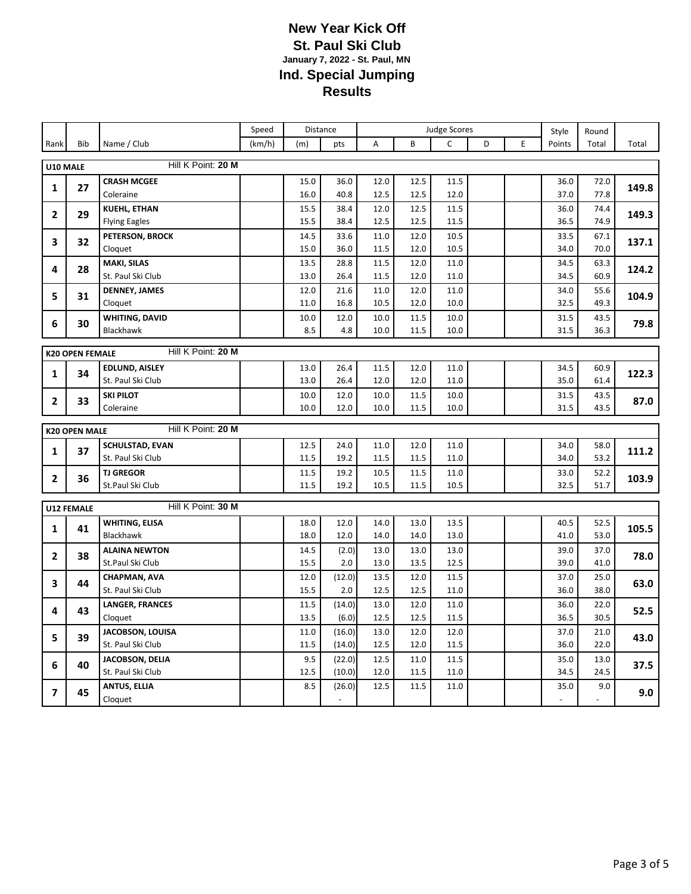# New Year Kick Off

## St. Paul Ski Club

**January 7, 2022 - St. Paul, MN**

## Ind. Special Jumping

## Results

| Rank | Bib | Name / Club | Speed (km/h) | Distance (m) | Distance pts | A | B | C | D | E | Style Points | Round Total | Total |
|---|---|---|---|---|---|---|---|---|---|---|---|---|---|
| **U10 MALE** | | Hill K Point: **20 M** | | | | | | | | | | | |
| 1 | 27 | **CRASH MCGEE** | | 15.0 | 36.0 | 12.0 | 12.5 | 11.5 | | | 36.0 | 72.0 | **149.8** |
| | | Coleraine | | 16.0 | 40.8 | 12.5 | 12.5 | 12.0 | | | 37.0 | 77.8 | |
| 2 | 29 | **KUEHL, ETHAN** | | 15.5 | 38.4 | 12.0 | 12.5 | 11.5 | | | 36.0 | 74.4 | **149.3** |
| | | Flying Eagles | | 15.5 | 38.4 | 12.5 | 12.5 | 11.5 | | | 36.5 | 74.9 | |
| 3 | 32 | **PETERSON, BROCK** | | 14.5 | 33.6 | 11.0 | 12.0 | 10.5 | | | 33.5 | 67.1 | **137.1** |
| | | Cloquet | | 15.0 | 36.0 | 11.5 | 12.0 | 10.5 | | | 34.0 | 70.0 | |
| 4 | 28 | **MAKI, SILAS** | | 13.5 | 28.8 | 11.5 | 12.0 | 11.0 | | | 34.5 | 63.3 | **124.2** |
| | | St. Paul Ski Club | | 13.0 | 26.4 | 11.5 | 12.0 | 11.0 | | | 34.5 | 60.9 | |
| 5 | 31 | **DENNEY, JAMES** | | 12.0 | 21.6 | 11.0 | 12.0 | 11.0 | | | 34.0 | 55.6 | **104.9** |
| | | Cloquet | | 11.0 | 16.8 | 10.5 | 12.0 | 10.0 | | | 32.5 | 49.3 | |
| 6 | 30 | **WHITING, DAVID** | | 10.0 | 12.0 | 10.0 | 11.5 | 10.0 | | | 31.5 | 43.5 | **79.8** |
| | | Blackhawk | | 8.5 | 4.8 | 10.0 | 11.5 | 10.0 | | | 31.5 | 36.3 | |
| **K20 OPEN FEMALE** | | Hill K Point: **20 M** | | | | | | | | | | | |
| 1 | 34 | **EDLUND, AISLEY** | | 13.0 | 26.4 | 11.5 | 12.0 | 11.0 | | | 34.5 | 60.9 | **122.3** |
| | | St. Paul Ski Club | | 13.0 | 26.4 | 12.0 | 12.0 | 11.0 | | | 35.0 | 61.4 | |
| 2 | 33 | **SKI PILOT** | | 10.0 | 12.0 | 10.0 | 11.5 | 10.0 | | | 31.5 | 43.5 | **87.0** |
| | | Coleraine | | 10.0 | 12.0 | 10.0 | 11.5 | 10.0 | | | 31.5 | 43.5 | |
| **K20 OPEN MALE** | | Hill K Point: **20 M** | | | | | | | | | | | |
| 1 | 37 | **SCHULSTAD, EVAN** | | 12.5 | 24.0 | 11.0 | 12.0 | 11.0 | | | 34.0 | 58.0 | **111.2** |
| | | St. Paul Ski Club | | 11.5 | 19.2 | 11.5 | 11.5 | 11.0 | | | 34.0 | 53.2 | |
| 2 | 36 | **TJ GREGOR** | | 11.5 | 19.2 | 10.5 | 11.5 | 11.0 | | | 33.0 | 52.2 | **103.9** |
| | | St.Paul Ski Club | | 11.5 | 19.2 | 10.5 | 11.5 | 10.5 | | | 32.5 | 51.7 | |
| **U12 FEMALE** | | Hill K Point: **30 M** | | | | | | | | | | | |
| 1 | 41 | **WHITING, ELISA** | | 18.0 | 12.0 | 14.0 | 13.0 | 13.5 | | | 40.5 | 52.5 | **105.5** |
| | | Blackhawk | | 18.0 | 12.0 | 14.0 | 14.0 | 13.0 | | | 41.0 | 53.0 | |
| 2 | 38 | **ALAINA NEWTON** | | 14.5 | (2.0) | 13.0 | 13.0 | 13.0 | | | 39.0 | 37.0 | **78.0** |
| | | St.Paul Ski Club | | 15.5 | 2.0 | 13.0 | 13.5 | 12.5 | | | 39.0 | 41.0 | |
| 3 | 44 | **CHAPMAN, AVA** | | 12.0 | (12.0) | 13.5 | 12.0 | 11.5 | | | 37.0 | 25.0 | **63.0** |
| | | St. Paul Ski Club | | 15.5 | 2.0 | 12.5 | 12.5 | 11.0 | | | 36.0 | 38.0 | |
| 4 | 43 | **LANGER, FRANCES** | | 11.5 | (14.0) | 13.0 | 12.0 | 11.0 | | | 36.0 | 22.0 | **52.5** |
| | | Cloquet | | 13.5 | (6.0) | 12.5 | 12.5 | 11.5 | | | 36.5 | 30.5 | |
| 5 | 39 | **JACOBSON, LOUISA** | | 11.0 | (16.0) | 13.0 | 12.0 | 12.0 | | | 37.0 | 21.0 | **43.0** |
| | | St. Paul Ski Club | | 11.5 | (14.0) | 12.5 | 12.0 | 11.5 | | | 36.0 | 22.0 | |
| 6 | 40 | **JACOBSON, DELIA** | | 9.5 | (22.0) | 12.5 | 11.0 | 11.5 | | | 35.0 | 13.0 | **37.5** |
| | | St. Paul Ski Club | | 12.5 | (10.0) | 12.0 | 11.5 | 11.0 | | | 34.5 | 24.5 | |
| 7 | 45 | **ANTUS, ELLIA** | | 8.5 | (26.0) | 12.5 | 11.5 | 11.0 | | | 35.0 | 9.0 | **9.0** |
| | | Cloquet | | | - | | | | | | - | - | |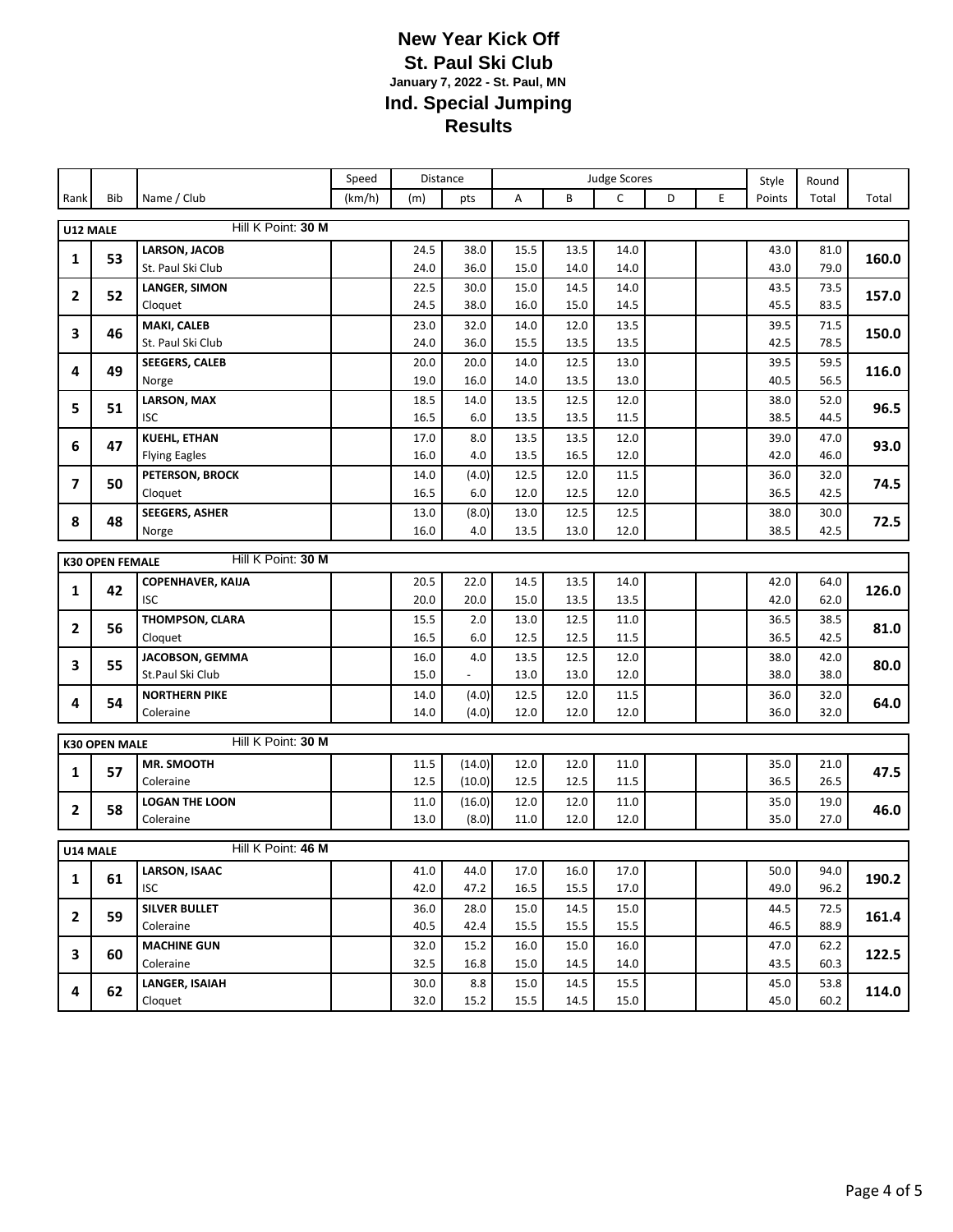# New Year Kick Off
## St. Paul Ski Club
### January 7, 2022 - St. Paul, MN
## Ind. Special Jumping
## Results

| Rank | Bib | Name / Club | Speed (km/h) | Distance (m) | Distance pts | Judge A | Judge B | Judge C | Judge D | Judge E | Style Points | Round Total | Total |
|---|---|---|---|---|---|---|---|---|---|---|---|---|---|
| **U12 MALE** | | Hill K Point: **30 M** | | | | | | | | | | | |
| 1 | 53 | **LARSON, JACOB** | | 24.5 | 38.0 | 15.5 | 13.5 | 14.0 | | | 43.0 | 81.0 | 160.0 |
| | | St. Paul Ski Club | | 24.0 | 36.0 | 15.0 | 14.0 | 14.0 | | | 43.0 | 79.0 | |
| 2 | 52 | **LANGER, SIMON** | | 22.5 | 30.0 | 15.0 | 14.5 | 14.0 | | | 43.5 | 73.5 | 157.0 |
| | | Cloquet | | 24.5 | 38.0 | 16.0 | 15.0 | 14.5 | | | 45.5 | 83.5 | |
| 3 | 46 | **MAKI, CALEB** | | 23.0 | 32.0 | 14.0 | 12.0 | 13.5 | | | 39.5 | 71.5 | 150.0 |
| | | St. Paul Ski Club | | 24.0 | 36.0 | 15.5 | 13.5 | 13.5 | | | 42.5 | 78.5 | |
| 4 | 49 | **SEEGERS, CALEB** | | 20.0 | 20.0 | 14.0 | 12.5 | 13.0 | | | 39.5 | 59.5 | 116.0 |
| | | Norge | | 19.0 | 16.0 | 14.0 | 13.5 | 13.0 | | | 40.5 | 56.5 | |
| 5 | 51 | **LARSON, MAX** | | 18.5 | 14.0 | 13.5 | 12.5 | 12.0 | | | 38.0 | 52.0 | 96.5 |
| | | ISC | | 16.5 | 6.0 | 13.5 | 13.5 | 11.5 | | | 38.5 | 44.5 | |
| 6 | 47 | **KUEHL, ETHAN** | | 17.0 | 8.0 | 13.5 | 13.5 | 12.0 | | | 39.0 | 47.0 | 93.0 |
| | | Flying Eagles | | 16.0 | 4.0 | 13.5 | 16.5 | 12.0 | | | 42.0 | 46.0 | |
| 7 | 50 | **PETERSON, BROCK** | | 14.0 | (4.0) | 12.5 | 12.0 | 11.5 | | | 36.0 | 32.0 | 74.5 |
| | | Cloquet | | 16.5 | 6.0 | 12.0 | 12.5 | 12.0 | | | 36.5 | 42.5 | |
| 8 | 48 | **SEEGERS, ASHER** | | 13.0 | (8.0) | 13.0 | 12.5 | 12.5 | | | 38.0 | 30.0 | 72.5 |
| | | Norge | | 16.0 | 4.0 | 13.5 | 13.0 | 12.0 | | | 38.5 | 42.5 | |
| **K30 OPEN FEMALE** | | Hill K Point: **30 M** | | | | | | | | | | | |
| 1 | 42 | **COPENHAVER, KAIJA** | | 20.5 | 22.0 | 14.5 | 13.5 | 14.0 | | | 42.0 | 64.0 | 126.0 |
| | | ISC | | 20.0 | 20.0 | 15.0 | 13.5 | 13.5 | | | 42.0 | 62.0 | |
| 2 | 56 | **THOMPSON, CLARA** | | 15.5 | 2.0 | 13.0 | 12.5 | 11.0 | | | 36.5 | 38.5 | 81.0 |
| | | Cloquet | | 16.5 | 6.0 | 12.5 | 12.5 | 11.5 | | | 36.5 | 42.5 | |
| 3 | 55 | **JACOBSON, GEMMA** | | 16.0 | 4.0 | 13.5 | 12.5 | 12.0 | | | 38.0 | 42.0 | 80.0 |
| | | St.Paul Ski Club | | 15.0 | - | 13.0 | 13.0 | 12.0 | | | 38.0 | 38.0 | |
| 4 | 54 | **NORTHERN PIKE** | | 14.0 | (4.0) | 12.5 | 12.0 | 11.5 | | | 36.0 | 32.0 | 64.0 |
| | | Coleraine | | 14.0 | (4.0) | 12.0 | 12.0 | 12.0 | | | 36.0 | 32.0 | |
| **K30 OPEN MALE** | | Hill K Point: **30 M** | | | | | | | | | | | |
| 1 | 57 | **MR. SMOOTH** | | 11.5 | (14.0) | 12.0 | 12.0 | 11.0 | | | 35.0 | 21.0 | 47.5 |
| | | Coleraine | | 12.5 | (10.0) | 12.5 | 12.5 | 11.5 | | | 36.5 | 26.5 | |
| 2 | 58 | **LOGAN THE LOON** | | 11.0 | (16.0) | 12.0 | 12.0 | 11.0 | | | 35.0 | 19.0 | 46.0 |
| | | Coleraine | | 13.0 | (8.0) | 11.0 | 12.0 | 12.0 | | | 35.0 | 27.0 | |
| **U14 MALE** | | Hill K Point: **46 M** | | | | | | | | | | | |
| 1 | 61 | **LARSON, ISAAC** | | 41.0 | 44.0 | 17.0 | 16.0 | 17.0 | | | 50.0 | 94.0 | 190.2 |
| | | ISC | | 42.0 | 47.2 | 16.5 | 15.5 | 17.0 | | | 49.0 | 96.2 | |
| 2 | 59 | **SILVER BULLET** | | 36.0 | 28.0 | 15.0 | 14.5 | 15.0 | | | 44.5 | 72.5 | 161.4 |
| | | Coleraine | | 40.5 | 42.4 | 15.5 | 15.5 | 15.5 | | | 46.5 | 88.9 | |
| 3 | 60 | **MACHINE GUN** | | 32.0 | 15.2 | 16.0 | 15.0 | 16.0 | | | 47.0 | 62.2 | 122.5 |
| | | Coleraine | | 32.5 | 16.8 | 15.0 | 14.5 | 14.0 | | | 43.5 | 60.3 | |
| 4 | 62 | **LANGER, ISAIAH** | | 30.0 | 8.8 | 15.0 | 14.5 | 15.5 | | | 45.0 | 53.8 | 114.0 |
| | | Cloquet | | 32.0 | 15.2 | 15.5 | 14.5 | 15.0 | | | 45.0 | 60.2 | |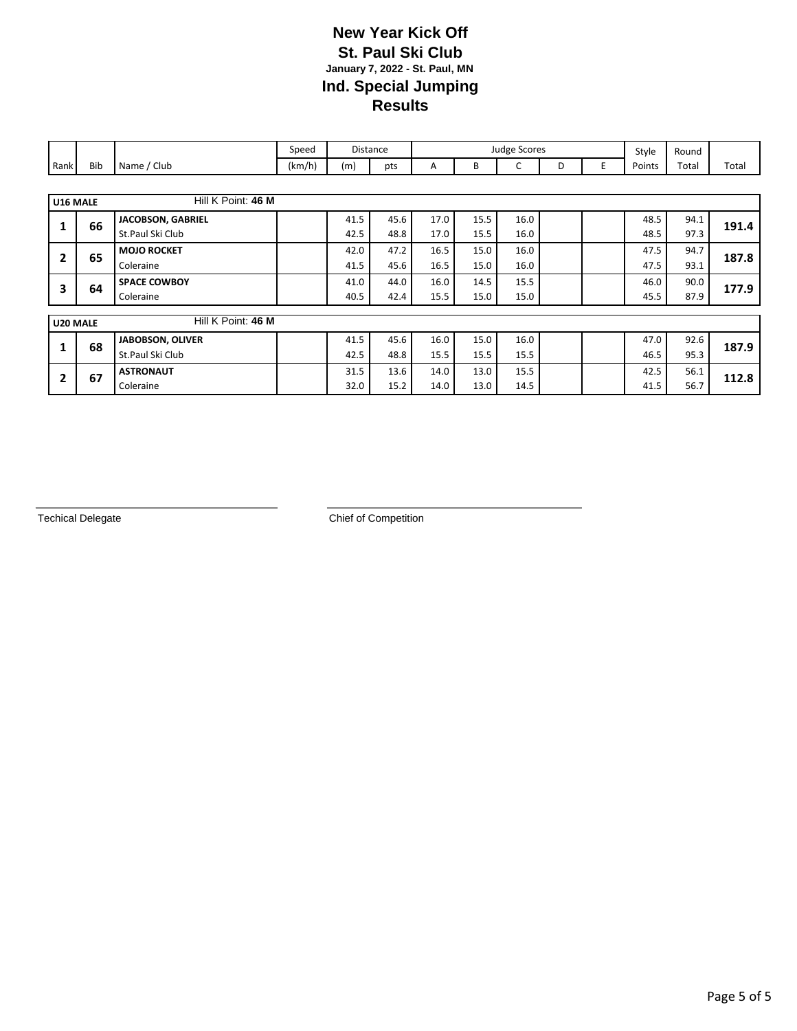# New Year Kick Off

## St. Paul Ski Club

**January 7, 2022 - St. Paul, MN**

## Ind. Special Jumping

## Results

| Rank | Bib | Name / Club | Speed (km/h) | Distance (m) | Distance pts | Judge Scores A | B | C | D | E | Style Points | Round Total | Total |
|---|---|---|---|---|---|---|---|---|---|---|---|---|---|
| **U16 MALE** | | Hill K Point: **46 M** | | | | | | | | | | | |
| **1** | **66** | **JACOBSON, GABRIEL** | | 41.5 | 45.6 | 17.0 | 15.5 | 16.0 | | | 48.5 | 94.1 | **191.4** |
| | | St.Paul Ski Club | | 42.5 | 48.8 | 17.0 | 15.5 | 16.0 | | | 48.5 | 97.3 | |
| **2** | **65** | **MOJO ROCKET** | | 42.0 | 47.2 | 16.5 | 15.0 | 16.0 | | | 47.5 | 94.7 | **187.8** |
| | | Coleraine | | 41.5 | 45.6 | 16.5 | 15.0 | 16.0 | | | 47.5 | 93.1 | |
| **3** | **64** | **SPACE COWBOY** | | 41.0 | 44.0 | 16.0 | 14.5 | 15.5 | | | 46.0 | 90.0 | **177.9** |
| | | Coleraine | | 40.5 | 42.4 | 15.5 | 15.0 | 15.0 | | | 45.5 | 87.9 | |
| **U20 MALE** | | Hill K Point: **46 M** | | | | | | | | | | | |
| **1** | **68** | **JABOBSON, OLIVER** | | 41.5 | 45.6 | 16.0 | 15.0 | 16.0 | | | 47.0 | 92.6 | **187.9** |
| | | St.Paul Ski Club | | 42.5 | 48.8 | 15.5 | 15.5 | 15.5 | | | 46.5 | 95.3 | |
| **2** | **67** | **ASTRONAUT** | | 31.5 | 13.6 | 14.0 | 13.0 | 15.5 | | | 42.5 | 56.1 | **112.8** |
| | | Coleraine | | 32.0 | 15.2 | 14.0 | 13.0 | 14.5 | | | 41.5 | 56.7 | |

Techical Delegate

Chief of Competition